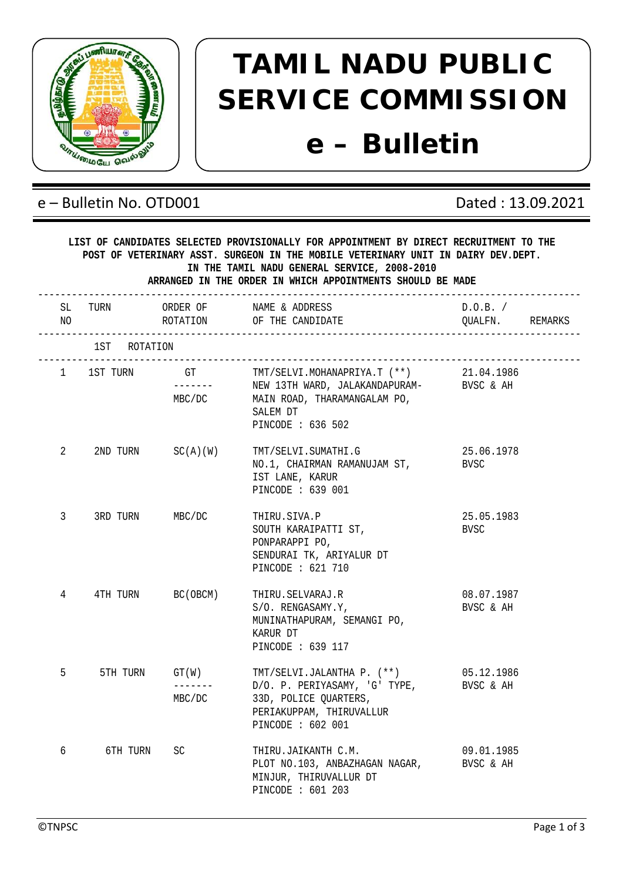# TAMIL NADU PUBLIC SERVICE COMMISSION

# e – Bulletin

e – Bulletin No. OTD001 | Dated : 13.09.2021

**LIST OF CANDIDATES SELECTED PROVISIONALLY FOR APPOINTMENT BY DIRECT RECRUITMENT TO THE POST OF VETERINARY ASST. SURGEON IN THE MOBILE VETERINARY UNIT IN DAIRY DEV.DEPT. IN THE TAMIL NADU GENERAL SERVICE, 2008-2010**
**ARRANGED IN THE ORDER IN WHICH APPOINTMENTS SHOULD BE MADE**

| SL NO | TURN | ORDER OF ROTATION | NAME & ADDRESS OF THE CANDIDATE | D.O.B. / QUALFN. | REMARKS |
|---|---|---|---|---|---|
| | 1ST ROTATION | | | | |
| 1 | 1ST TURN | GT<br>-------<br>MBC/DC | TMT/SELVI.MOHANAPRIYA.T (**)<br>NEW 13TH WARD, JALAKANDAPURAM-<br>MAIN ROAD, THARAMANGALAM PO,<br>SALEM DT<br>PINCODE : 636 502 | 21.04.1986<br>BVSC & AH | |
| 2 | 2ND TURN | SC(A)(W) | TMT/SELVI.SUMATHI.G<br>NO.1, CHAIRMAN RAMANUJAM ST,<br>IST LANE, KARUR<br>PINCODE : 639 001 | 25.06.1978<br>BVSC | |
| 3 | 3RD TURN | MBC/DC | THIRU.SIVA.P<br>SOUTH KARAIPATTI ST,<br>PONPARAPPI PO,<br>SENDURAI TK, ARIYALUR DT<br>PINCODE : 621 710 | 25.05.1983<br>BVSC | |
| 4 | 4TH TURN | BC(OBCM) | THIRU.SELVARAJ.R<br>S/O. RENGASAMY.Y,<br>MUNINATHAPURAM, SEMANGI PO,<br>KARUR DT<br>PINCODE : 639 117 | 08.07.1987<br>BVSC & AH | |
| 5 | 5TH TURN | GT(W)<br>-------<br>MBC/DC | TMT/SELVI.JALANTHA P. (**)<br>D/O. P. PERIYASAMY, 'G' TYPE,<br>33D, POLICE QUARTERS,<br>PERIAKUPPAM, THIRUVALLUR<br>PINCODE : 602 001 | 05.12.1986<br>BVSC & AH | |
| 6 | 6TH TURN | SC | THIRU.JAIKANTH C.M.<br>PLOT NO.103, ANBAZHAGAN NAGAR,<br>MINJUR, THIRUVALLUR DT<br>PINCODE : 601 203 | 09.01.1985<br>BVSC & AH | |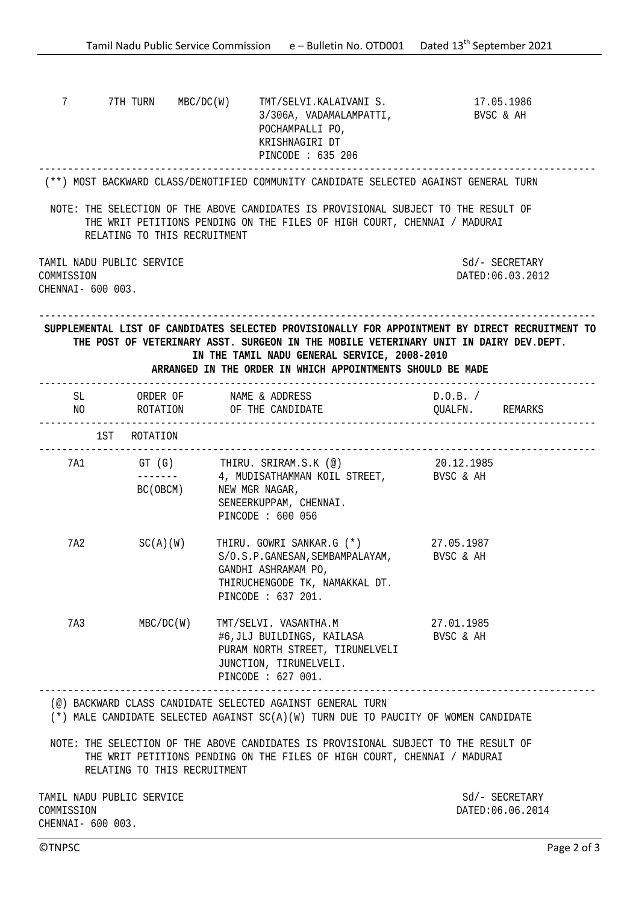| SL NO | ORDER OF ROTATION | COMMUNAL CATEGORY | NAME & ADDRESS OF THE CANDIDATE | D.O.B. / QUALFN. |
|---|---|---|---|---|
| 7 | 7TH TURN | MBC/DC(W) | TMT/SELVI.KALAIVANI S. 3/306A, VADAMALAMPATTI, POCHAMPALLI PO, KRISHNAGIRI DT PINCODE : 635 206 | 17.05.1986 BVSC & AH |

(**) MOST BACKWARD CLASS/DENOTIFIED COMMUNITY CANDIDATE SELECTED AGAINST GENERAL TURN

NOTE: THE SELECTION OF THE ABOVE CANDIDATES IS PROVISIONAL SUBJECT TO THE RESULT OF THE WRIT PETITIONS PENDING ON THE FILES OF HIGH COURT, CHENNAI / MADURAI RELATING TO THIS RECRUITMENT

TAMIL NADU PUBLIC SERVICE COMMISSION
CHENNAI- 600 003.

Sd/- SECRETARY
DATED:06.03.2012

**SUPPLEMENTAL LIST OF CANDIDATES SELECTED PROVISIONALLY FOR APPOINTMENT BY DIRECT RECRUITMENT TO THE POST OF VETERINARY ASST. SURGEON IN THE MOBILE VETERINARY UNIT IN DAIRY DEV.DEPT. IN THE TAMIL NADU GENERAL SERVICE, 2008-2010**
**ARRANGED IN THE ORDER IN WHICH APPOINTMENTS SHOULD BE MADE**

| SL NO | ORDER OF ROTATION | NAME & ADDRESS OF THE CANDIDATE | D.O.B. / QUALFN. | REMARKS |
|---|---|---|---|---|
| | 1ST ROTATION | | | |
| 7A1 | GT (G) ------- BC(OBCM) | THIRU. SRIRAM.S.K (@) 4, MUDISATHAMMAN KOIL STREET, NEW MGR NAGAR, SENEERKUPPAM, CHENNAI. PINCODE : 600 056 | 20.12.1985 BVSC & AH | |
| 7A2 | SC(A)(W) | THIRU. GOWRI SANKAR.G (*) S/O.S.P.GANESAN,SEMBAMPALAYAM, GANDHI ASHRAMAM PO, THIRUCHENGODE TK, NAMAKKAL DT. PINCODE : 637 201. | 27.05.1987 BVSC & AH | |
| 7A3 | MBC/DC(W) | TMT/SELVI. VASANTHA.M #6,JLJ BUILDINGS, KAILASA PURAM NORTH STREET, TIRUNELVELI JUNCTION, TIRUNELVELI. PINCODE : 627 001. | 27.01.1985 BVSC & AH | |

(@) BACKWARD CLASS CANDIDATE SELECTED AGAINST GENERAL TURN
(*) MALE CANDIDATE SELECTED AGAINST SC(A)(W) TURN DUE TO PAUCITY OF WOMEN CANDIDATE

NOTE: THE SELECTION OF THE ABOVE CANDIDATES IS PROVISIONAL SUBJECT TO THE RESULT OF THE WRIT PETITIONS PENDING ON THE FILES OF HIGH COURT, CHENNAI / MADURAI RELATING TO THIS RECRUITMENT

TAMIL NADU PUBLIC SERVICE COMMISSION
CHENNAI- 600 003.

Sd/- SECRETARY
DATED:06.06.2014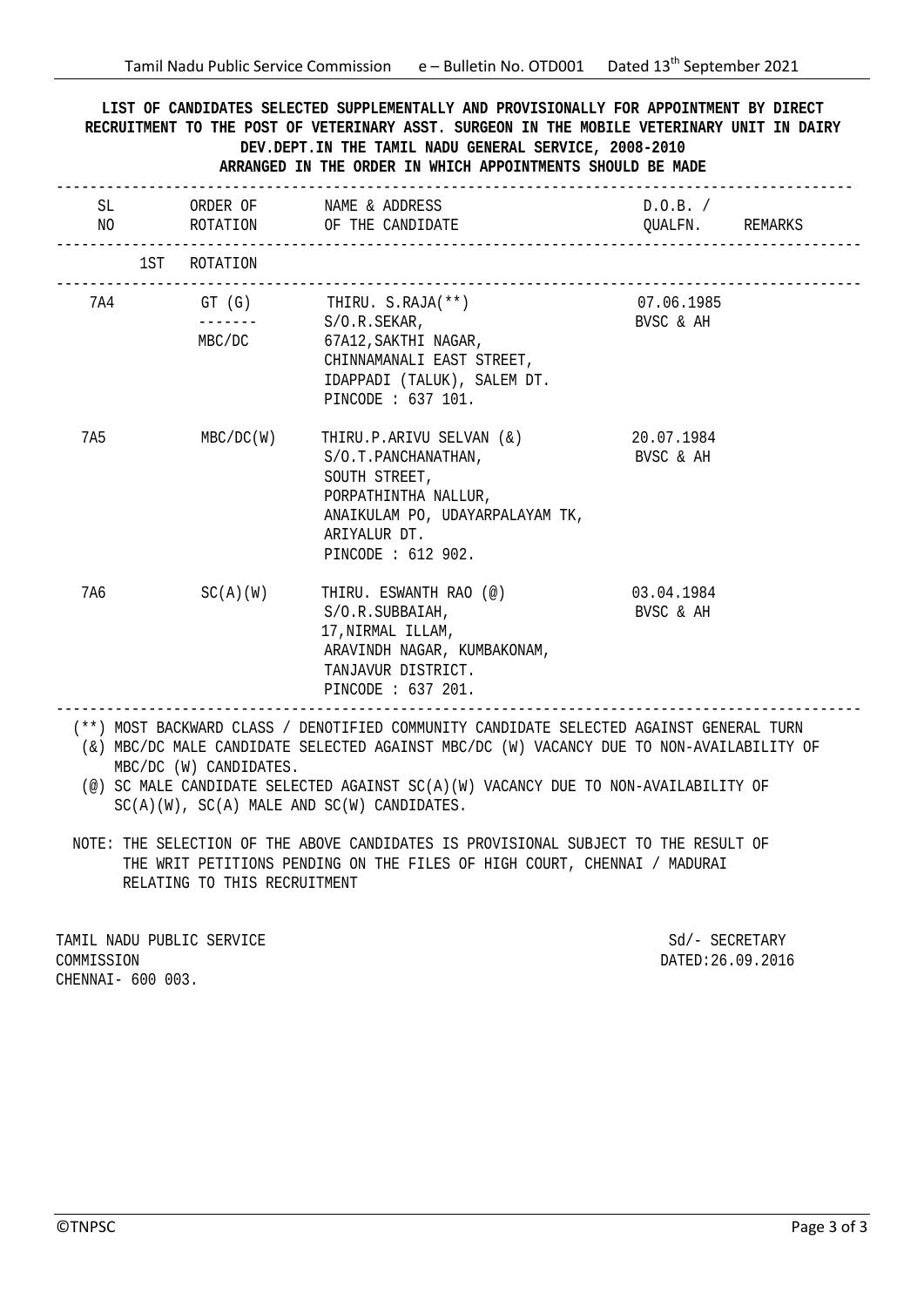**LIST OF CANDIDATES SELECTED SUPPLEMENTALLY AND PROVISIONALLY FOR APPOINTMENT BY DIRECT RECRUITMENT TO THE POST OF VETERINARY ASST. SURGEON IN THE MOBILE VETERINARY UNIT IN DAIRY DEV.DEPT.IN THE TAMIL NADU GENERAL SERVICE, 2008-2010**

**ARRANGED IN THE ORDER IN WHICH APPOINTMENTS SHOULD BE MADE**

| SL NO | ORDER OF ROTATION | NAME & ADDRESS OF THE CANDIDATE | D.O.B. / QUALFN. | REMARKS |
|---|---|---|---|---|
| | 1ST ROTATION | | | |
| 7A4 | GT (G)<br>-------<br>MBC/DC | THIRU. S.RAJA(**)<br>S/O.R.SEKAR,<br>67A12,SAKTHI NAGAR,<br>CHINNAMANALI EAST STREET,<br>IDAPPADI (TALUK), SALEM DT.<br>PINCODE : 637 101. | 07.06.1985<br>BVSC & AH | |
| 7A5 | MBC/DC(W) | THIRU.P.ARIVU SELVAN (&)<br>S/O.T.PANCHANATHAN,<br>SOUTH STREET,<br>PORPATHINTHA NALLUR,<br>ANAIKULAM PO, UDAYARPALAYAM TK,<br>ARIYALUR DT.<br>PINCODE : 612 902. | 20.07.1984<br>BVSC & AH | |
| 7A6 | SC(A)(W) | THIRU. ESWANTH RAO (@)<br>S/O.R.SUBBAIAH,<br>17,NIRMAL ILLAM,<br>ARAVINDH NAGAR, KUMBAKONAM,<br>TANJAVUR DISTRICT.<br>PINCODE : 637 201. | 03.04.1984<br>BVSC & AH | |

(**) MOST BACKWARD CLASS / DENOTIFIED COMMUNITY CANDIDATE SELECTED AGAINST GENERAL TURN

(&) MBC/DC MALE CANDIDATE SELECTED AGAINST MBC/DC (W) VACANCY DUE TO NON-AVAILABILITY OF MBC/DC (W) CANDIDATES.

(@) SC MALE CANDIDATE SELECTED AGAINST SC(A)(W) VACANCY DUE TO NON-AVAILABILITY OF SC(A)(W), SC(A) MALE AND SC(W) CANDIDATES.

NOTE: THE SELECTION OF THE ABOVE CANDIDATES IS PROVISIONAL SUBJECT TO THE RESULT OF THE WRIT PETITIONS PENDING ON THE FILES OF HIGH COURT, CHENNAI / MADURAI RELATING TO THIS RECRUITMENT

TAMIL NADU PUBLIC SERVICE COMMISSION
CHENNAI- 600 003.

Sd/- SECRETARY
DATED:26.09.2016